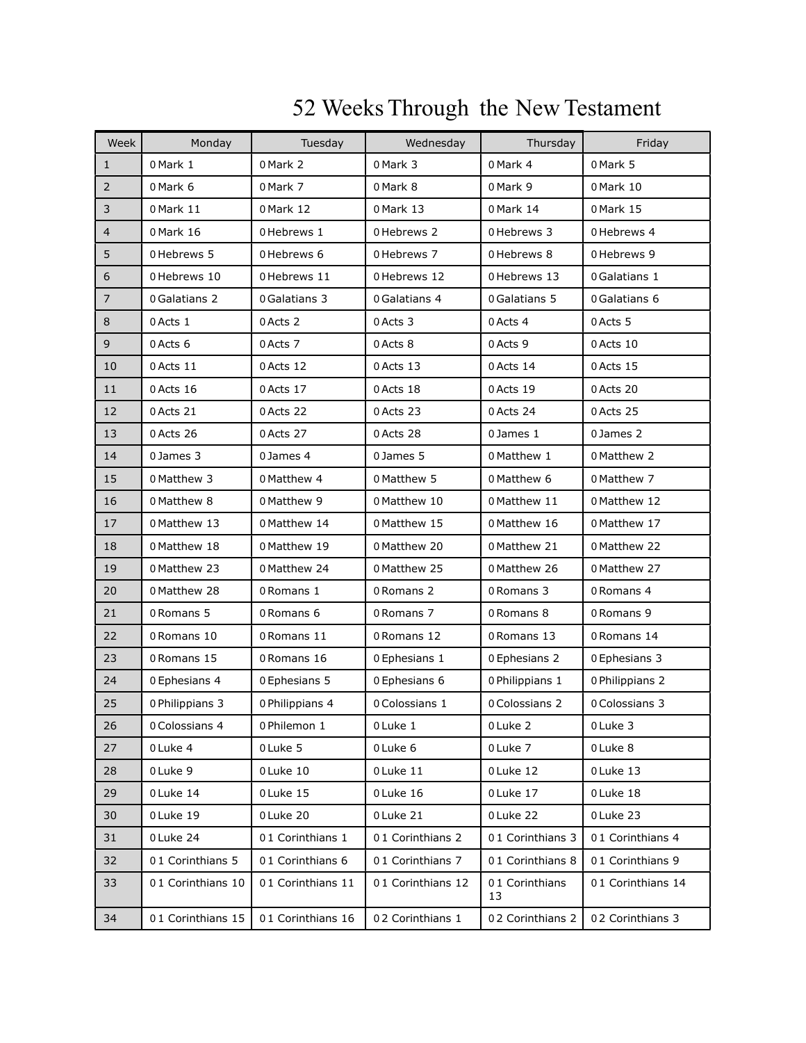# 52 Weeks Through the New Testament

| Week | Monday | Tuesday | Wednesday | Thursday | Friday |
|---|---|---|---|---|---|
| 1 | 0 Mark 1 | 0 Mark 2 | 0 Mark 3 | 0 Mark 4 | 0 Mark 5 |
| 2 | 0 Mark 6 | 0 Mark 7 | 0 Mark 8 | 0 Mark 9 | 0 Mark 10 |
| 3 | 0 Mark 11 | 0 Mark 12 | 0 Mark 13 | 0 Mark 14 | 0 Mark 15 |
| 4 | 0 Mark 16 | 0 Hebrews 1 | 0 Hebrews 2 | 0 Hebrews 3 | 0 Hebrews 4 |
| 5 | 0 Hebrews 5 | 0 Hebrews 6 | 0 Hebrews 7 | 0 Hebrews 8 | 0 Hebrews 9 |
| 6 | 0 Hebrews 10 | 0 Hebrews 11 | 0 Hebrews 12 | 0 Hebrews 13 | 0 Galatians 1 |
| 7 | 0 Galatians 2 | 0 Galatians 3 | 0 Galatians 4 | 0 Galatians 5 | 0 Galatians 6 |
| 8 | 0 Acts 1 | 0 Acts 2 | 0 Acts 3 | 0 Acts 4 | 0 Acts 5 |
| 9 | 0 Acts 6 | 0 Acts 7 | 0 Acts 8 | 0 Acts 9 | 0 Acts 10 |
| 10 | 0 Acts 11 | 0 Acts 12 | 0 Acts 13 | 0 Acts 14 | 0 Acts 15 |
| 11 | 0 Acts 16 | 0 Acts 17 | 0 Acts 18 | 0 Acts 19 | 0 Acts 20 |
| 12 | 0 Acts 21 | 0 Acts 22 | 0 Acts 23 | 0 Acts 24 | 0 Acts 25 |
| 13 | 0 Acts 26 | 0 Acts 27 | 0 Acts 28 | 0 James 1 | 0 James 2 |
| 14 | 0 James 3 | 0 James 4 | 0 James 5 | 0 Matthew 1 | 0 Matthew 2 |
| 15 | 0 Matthew 3 | 0 Matthew 4 | 0 Matthew 5 | 0 Matthew 6 | 0 Matthew 7 |
| 16 | 0 Matthew 8 | 0 Matthew 9 | 0 Matthew 10 | 0 Matthew 11 | 0 Matthew 12 |
| 17 | 0 Matthew 13 | 0 Matthew 14 | 0 Matthew 15 | 0 Matthew 16 | 0 Matthew 17 |
| 18 | 0 Matthew 18 | 0 Matthew 19 | 0 Matthew 20 | 0 Matthew 21 | 0 Matthew 22 |
| 19 | 0 Matthew 23 | 0 Matthew 24 | 0 Matthew 25 | 0 Matthew 26 | 0 Matthew 27 |
| 20 | 0 Matthew 28 | 0 Romans 1 | 0 Romans 2 | 0 Romans 3 | 0 Romans 4 |
| 21 | 0 Romans 5 | 0 Romans 6 | 0 Romans 7 | 0 Romans 8 | 0 Romans 9 |
| 22 | 0 Romans 10 | 0 Romans 11 | 0 Romans 12 | 0 Romans 13 | 0 Romans 14 |
| 23 | 0 Romans 15 | 0 Romans 16 | 0 Ephesians 1 | 0 Ephesians 2 | 0 Ephesians 3 |
| 24 | 0 Ephesians 4 | 0 Ephesians 5 | 0 Ephesians 6 | 0 Philippians 1 | 0 Philippians 2 |
| 25 | 0 Philippians 3 | 0 Philippians 4 | 0 Colossians 1 | 0 Colossians 2 | 0 Colossians 3 |
| 26 | 0 Colossians 4 | 0 Philemon 1 | 0 Luke 1 | 0 Luke 2 | 0 Luke 3 |
| 27 | 0 Luke 4 | 0 Luke 5 | 0 Luke 6 | 0 Luke 7 | 0 Luke 8 |
| 28 | 0 Luke 9 | 0 Luke 10 | 0 Luke 11 | 0 Luke 12 | 0 Luke 13 |
| 29 | 0 Luke 14 | 0 Luke 15 | 0 Luke 16 | 0 Luke 17 | 0 Luke 18 |
| 30 | 0 Luke 19 | 0 Luke 20 | 0 Luke 21 | 0 Luke 22 | 0 Luke 23 |
| 31 | 0 Luke 24 | 0 1 Corinthians 1 | 0 1 Corinthians 2 | 0 1 Corinthians 3 | 0 1 Corinthians 4 |
| 32 | 0 1 Corinthians 5 | 0 1 Corinthians 6 | 0 1 Corinthians 7 | 0 1 Corinthians 8 | 0 1 Corinthians 9 |
| 33 | 0 1 Corinthians 10 | 0 1 Corinthians 11 | 0 1 Corinthians 12 | 0 1 Corinthians 13 | 0 1 Corinthians 14 |
| 34 | 0 1 Corinthians 15 | 0 1 Corinthians 16 | 0 2 Corinthians 1 | 0 2 Corinthians 2 | 0 2 Corinthians 3 |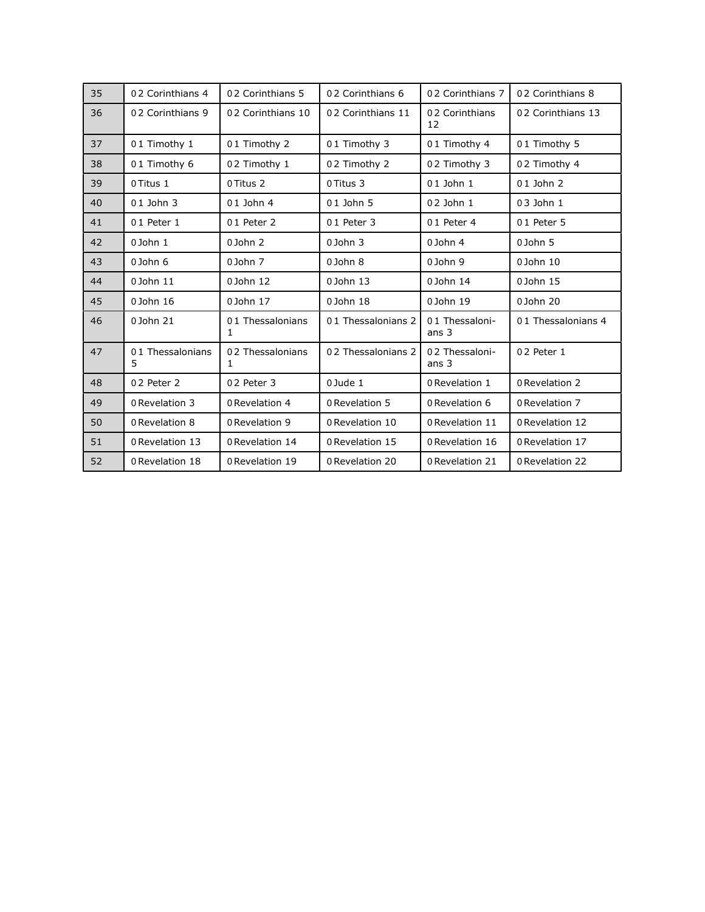| | | | | | |
|---|---|---|---|---|---|
| 35 | 0 2 Corinthians 4 | 0 2 Corinthians 5 | 0 2 Corinthians 6 | 0 2 Corinthians 7 | 0 2 Corinthians 8 |
| 36 | 0 2 Corinthians 9 | 0 2 Corinthians 10 | 0 2 Corinthians 11 | 0 2 Corinthians 12 | 0 2 Corinthians 13 |
| 37 | 0 1 Timothy 1 | 0 1 Timothy 2 | 0 1 Timothy 3 | 0 1 Timothy 4 | 0 1 Timothy 5 |
| 38 | 0 1 Timothy 6 | 0 2 Timothy 1 | 0 2 Timothy 2 | 0 2 Timothy 3 | 0 2 Timothy 4 |
| 39 | 0 Titus 1 | 0 Titus 2 | 0 Titus 3 | 0 1 John 1 | 0 1 John 2 |
| 40 | 0 1 John 3 | 0 1 John 4 | 0 1 John 5 | 0 2 John 1 | 0 3 John 1 |
| 41 | 0 1 Peter 1 | 0 1 Peter 2 | 0 1 Peter 3 | 0 1 Peter 4 | 0 1 Peter 5 |
| 42 | 0 John 1 | 0 John 2 | 0 John 3 | 0 John 4 | 0 John 5 |
| 43 | 0 John 6 | 0 John 7 | 0 John 8 | 0 John 9 | 0 John 10 |
| 44 | 0 John 11 | 0 John 12 | 0 John 13 | 0 John 14 | 0 John 15 |
| 45 | 0 John 16 | 0 John 17 | 0 John 18 | 0 John 19 | 0 John 20 |
| 46 | 0 John 21 | 0 1 Thessalonians 1 | 0 1 Thessalonians 2 | 0 1 Thessaloni-ans 3 | 0 1 Thessalonians 4 |
| 47 | 0 1 Thessalonians 5 | 0 2 Thessalonians 1 | 0 2 Thessalonians 2 | 0 2 Thessaloni-ans 3 | 0 2 Peter 1 |
| 48 | 0 2 Peter 2 | 0 2 Peter 3 | 0 Jude 1 | 0 Revelation 1 | 0 Revelation 2 |
| 49 | 0 Revelation 3 | 0 Revelation 4 | 0 Revelation 5 | 0 Revelation 6 | 0 Revelation 7 |
| 50 | 0 Revelation 8 | 0 Revelation 9 | 0 Revelation 10 | 0 Revelation 11 | 0 Revelation 12 |
| 51 | 0 Revelation 13 | 0 Revelation 14 | 0 Revelation 15 | 0 Revelation 16 | 0 Revelation 17 |
| 52 | 0 Revelation 18 | 0 Revelation 19 | 0 Revelation 20 | 0 Revelation 21 | 0 Revelation 22 |